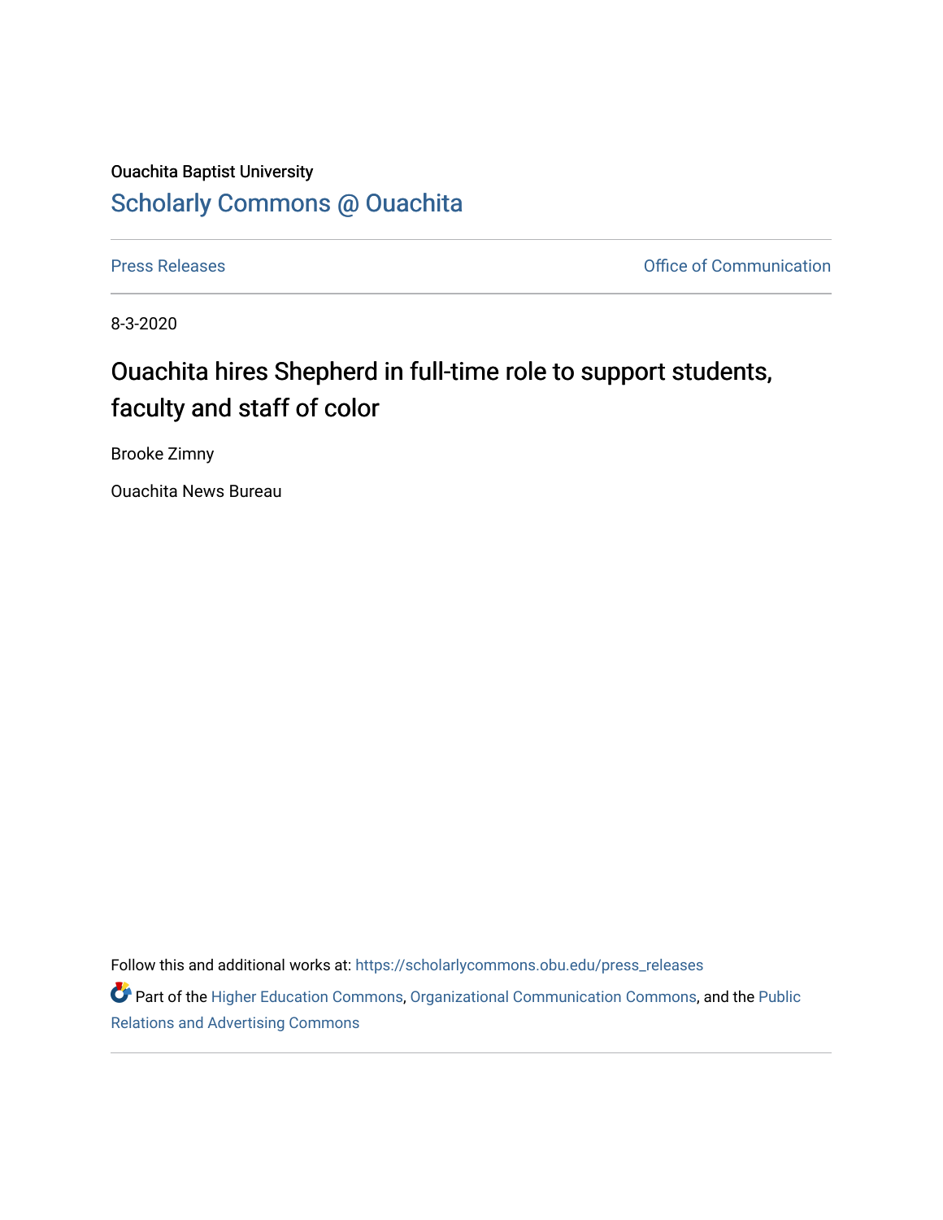Ouachita Baptist University

## Scholarly Commons @ Ouachita

Press Releases | Office of Communication

8-3-2020

# Ouachita hires Shepherd in full-time role to support students, faculty and staff of color

Brooke Zimny

Ouachita News Bureau

Follow this and additional works at: https://scholarlycommons.obu.edu/press_releases

Part of the Higher Education Commons, Organizational Communication Commons, and the Public Relations and Advertising Commons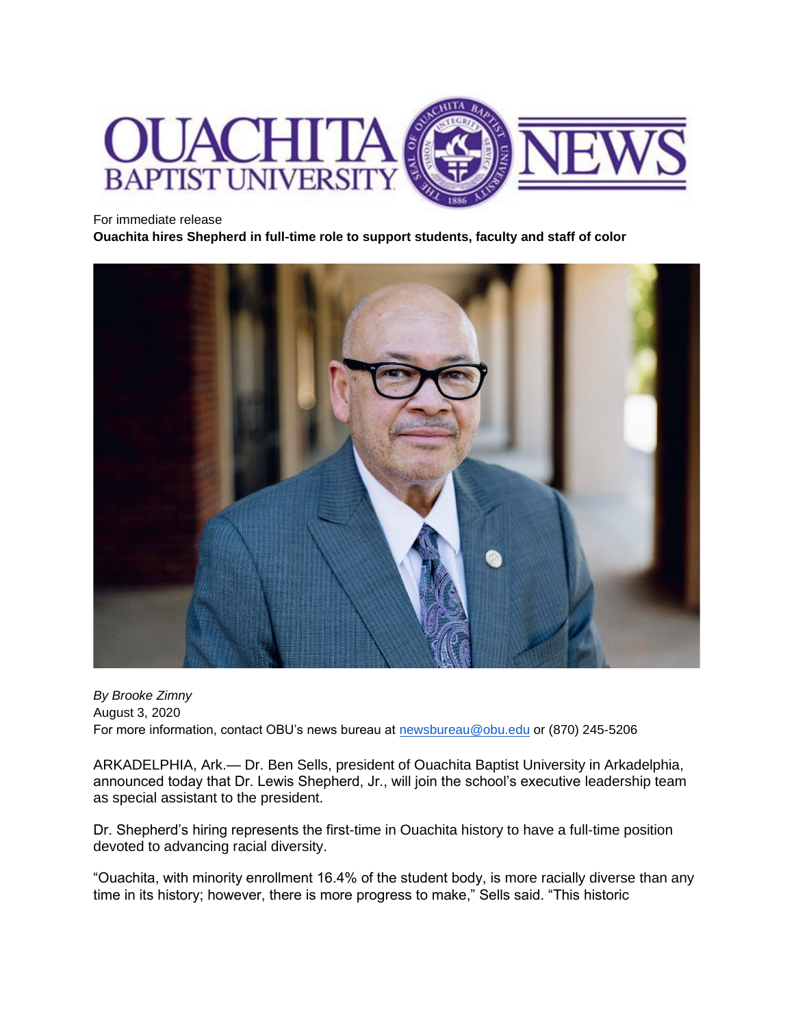For immediate release

**Ouachita hires Shepherd in full-time role to support students, faculty and staff of color**

*By Brooke Zimny*
August 3, 2020
For more information, contact OBU's news bureau at newsbureau@obu.edu or (870) 245-5206

ARKADELPHIA, Ark.— Dr. Ben Sells, president of Ouachita Baptist University in Arkadelphia, announced today that Dr. Lewis Shepherd, Jr., will join the school's executive leadership team as special assistant to the president.

Dr. Shepherd's hiring represents the first-time in Ouachita history to have a full-time position devoted to advancing racial diversity.

"Ouachita, with minority enrollment 16.4% of the student body, is more racially diverse than any time in its history; however, there is more progress to make," Sells said. "This historic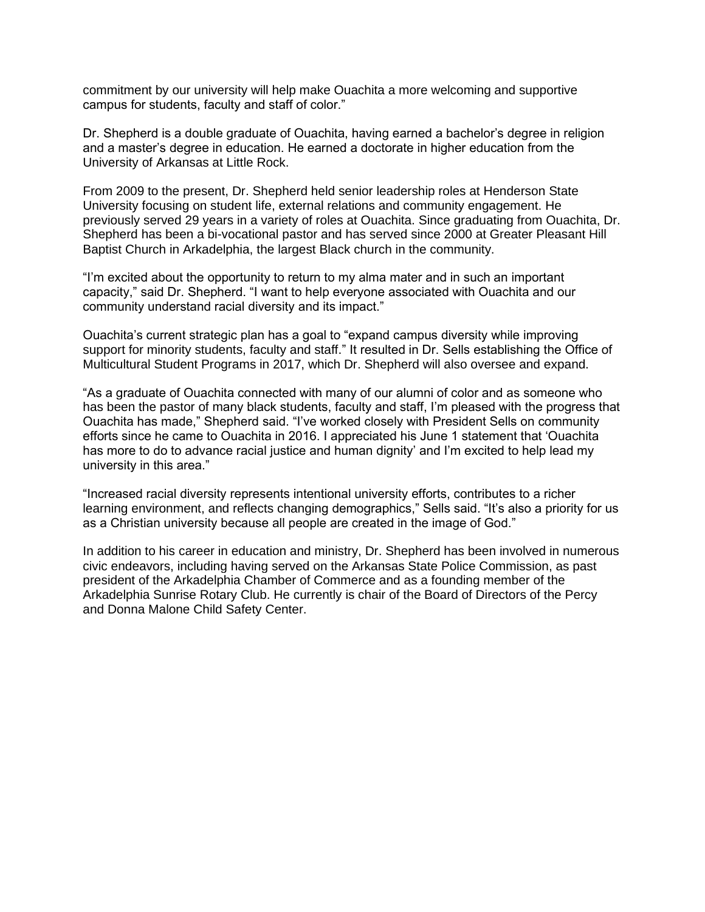commitment by our university will help make Ouachita a more welcoming and supportive campus for students, faculty and staff of color."

Dr. Shepherd is a double graduate of Ouachita, having earned a bachelor's degree in religion and a master's degree in education. He earned a doctorate in higher education from the University of Arkansas at Little Rock.

From 2009 to the present, Dr. Shepherd held senior leadership roles at Henderson State University focusing on student life, external relations and community engagement. He previously served 29 years in a variety of roles at Ouachita. Since graduating from Ouachita, Dr. Shepherd has been a bi-vocational pastor and has served since 2000 at Greater Pleasant Hill Baptist Church in Arkadelphia, the largest Black church in the community.

"I'm excited about the opportunity to return to my alma mater and in such an important capacity," said Dr. Shepherd. "I want to help everyone associated with Ouachita and our community understand racial diversity and its impact."

Ouachita's current strategic plan has a goal to "expand campus diversity while improving support for minority students, faculty and staff." It resulted in Dr. Sells establishing the Office of Multicultural Student Programs in 2017, which Dr. Shepherd will also oversee and expand.

"As a graduate of Ouachita connected with many of our alumni of color and as someone who has been the pastor of many black students, faculty and staff, I'm pleased with the progress that Ouachita has made," Shepherd said. "I've worked closely with President Sells on community efforts since he came to Ouachita in 2016. I appreciated his June 1 statement that 'Ouachita has more to do to advance racial justice and human dignity' and I'm excited to help lead my university in this area."

"Increased racial diversity represents intentional university efforts, contributes to a richer learning environment, and reflects changing demographics," Sells said. "It's also a priority for us as a Christian university because all people are created in the image of God."

In addition to his career in education and ministry, Dr. Shepherd has been involved in numerous civic endeavors, including having served on the Arkansas State Police Commission, as past president of the Arkadelphia Chamber of Commerce and as a founding member of the Arkadelphia Sunrise Rotary Club. He currently is chair of the Board of Directors of the Percy and Donna Malone Child Safety Center.